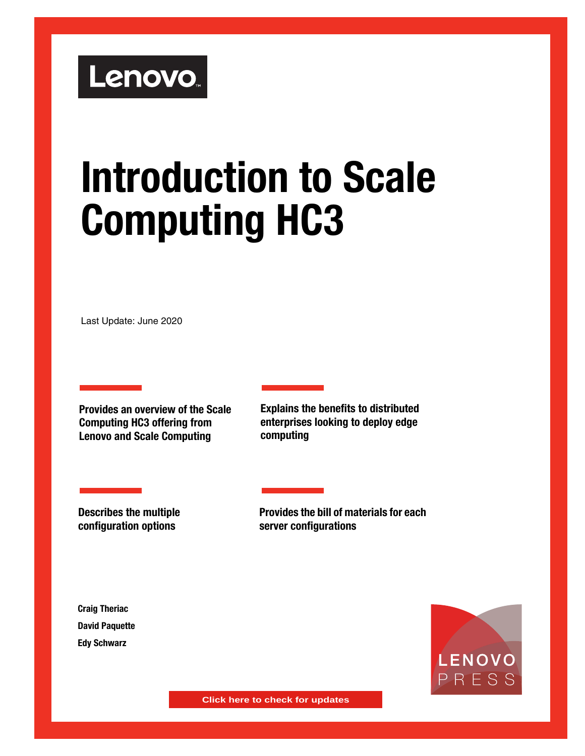Lenovo

# Introduction to Scale Computing HC3

Last Update: June 2020

**Provides an overview of the Scale Computing HC3 offering from Lenovo and Scale Computing**

**Explains the benefits to distributed enterprises looking to deploy edge computing**

**Describes the multiple configuration options**

**Provides the bill of materials for each server configurations**

**Craig Theriac**

**David Paquette**

**Edy Schwarz**

LENOVO PRESS

Click here to check for updates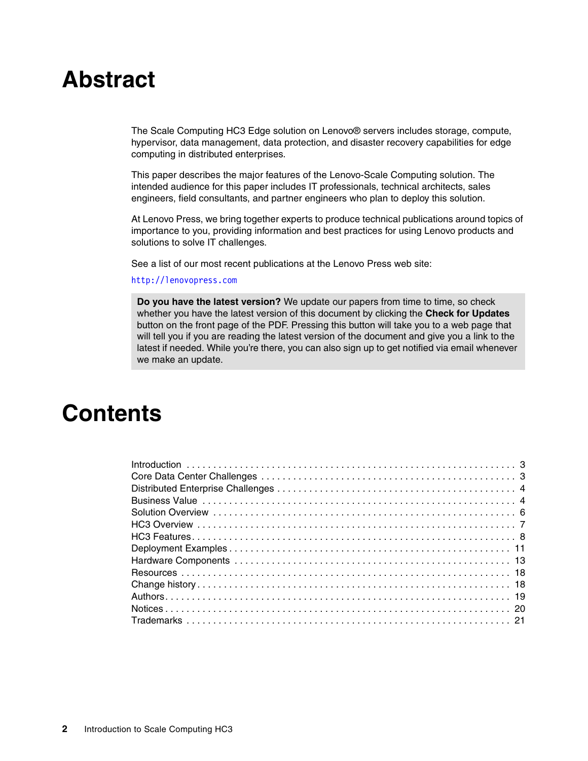# Abstract

The Scale Computing HC3 Edge solution on Lenovo® servers includes storage, compute, hypervisor, data management, data protection, and disaster recovery capabilities for edge computing in distributed enterprises.

This paper describes the major features of the Lenovo-Scale Computing solution. The intended audience for this paper includes IT professionals, technical architects, sales engineers, field consultants, and partner engineers who plan to deploy this solution.

At Lenovo Press, we bring together experts to produce technical publications around topics of importance to you, providing information and best practices for using Lenovo products and solutions to solve IT challenges.

See a list of our most recent publications at the Lenovo Press web site:

http://lenovopress.com

> **Do you have the latest version?** We update our papers from time to time, so check whether you have the latest version of this document by clicking the **Check for Updates** button on the front page of the PDF. Pressing this button will take you to a web page that will tell you if you are reading the latest version of the document and give you a link to the latest if needed. While you're there, you can also sign up to get notified via email whenever we make an update.

# Contents

- Introduction . . . 3
- Core Data Center Challenges . . . 3
- Distributed Enterprise Challenges . . . 4
- Business Value . . . 4
- Solution Overview . . . 6
- HC3 Overview . . . 7
- HC3 Features . . . 8
- Deployment Examples . . . 11
- Hardware Components . . . 13
- Resources . . . 18
- Change history . . . 18
- Authors . . . 19
- Notices . . . 20
- Trademarks . . . 21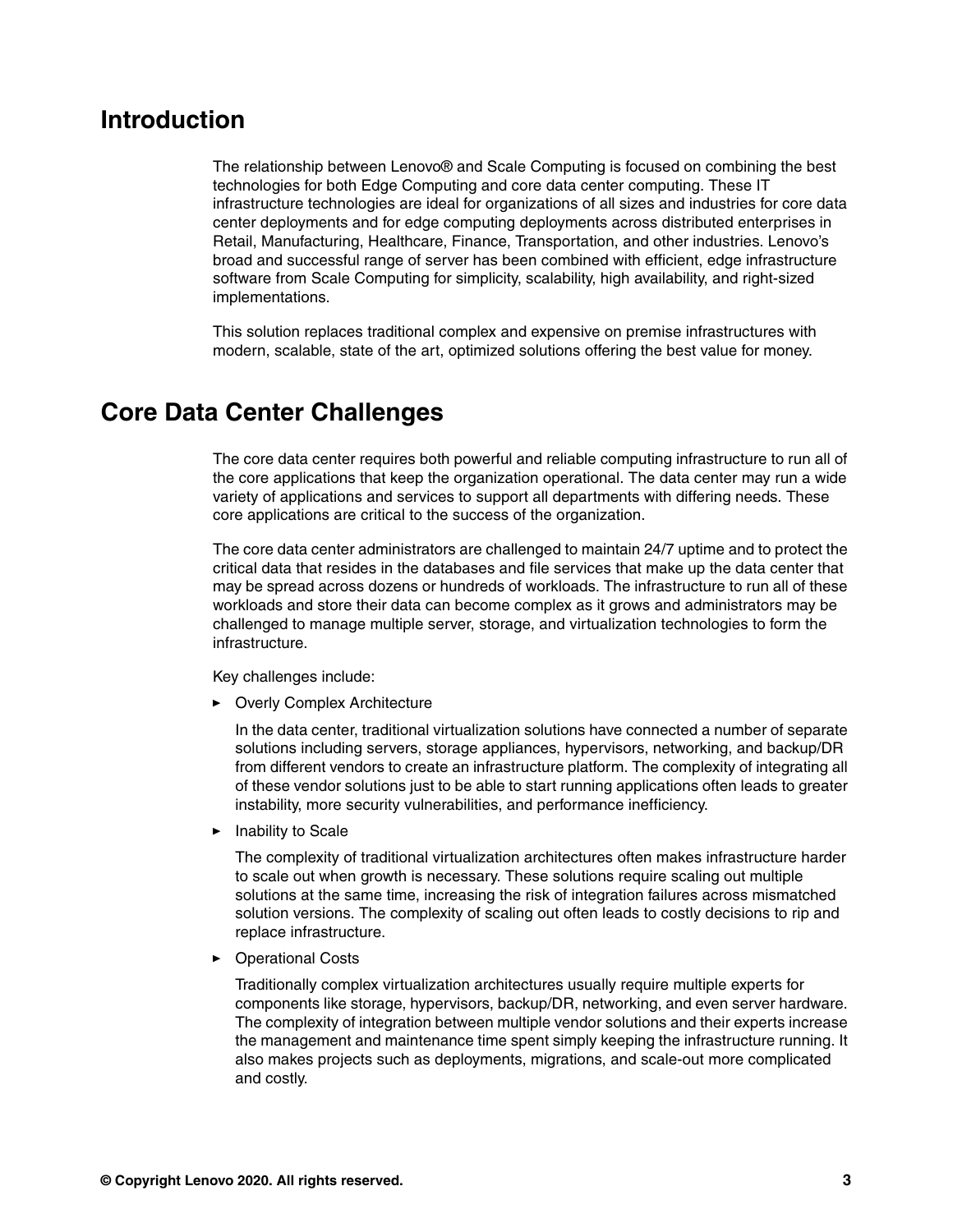## Introduction

The relationship between Lenovo® and Scale Computing is focused on combining the best technologies for both Edge Computing and core data center computing. These IT infrastructure technologies are ideal for organizations of all sizes and industries for core data center deployments and for edge computing deployments across distributed enterprises in Retail, Manufacturing, Healthcare, Finance, Transportation, and other industries. Lenovo's broad and successful range of server has been combined with efficient, edge infrastructure software from Scale Computing for simplicity, scalability, high availability, and right-sized implementations.

This solution replaces traditional complex and expensive on premise infrastructures with modern, scalable, state of the art, optimized solutions offering the best value for money.

## Core Data Center Challenges

The core data center requires both powerful and reliable computing infrastructure to run all of the core applications that keep the organization operational. The data center may run a wide variety of applications and services to support all departments with differing needs. These core applications are critical to the success of the organization.

The core data center administrators are challenged to maintain 24/7 uptime and to protect the critical data that resides in the databases and file services that make up the data center that may be spread across dozens or hundreds of workloads. The infrastructure to run all of these workloads and store their data can become complex as it grows and administrators may be challenged to manage multiple server, storage, and virtualization technologies to form the infrastructure.

Key challenges include:

- Overly Complex Architecture

  In the data center, traditional virtualization solutions have connected a number of separate solutions including servers, storage appliances, hypervisors, networking, and backup/DR from different vendors to create an infrastructure platform. The complexity of integrating all of these vendor solutions just to be able to start running applications often leads to greater instability, more security vulnerabilities, and performance inefficiency.

- Inability to Scale

  The complexity of traditional virtualization architectures often makes infrastructure harder to scale out when growth is necessary. These solutions require scaling out multiple solutions at the same time, increasing the risk of integration failures across mismatched solution versions. The complexity of scaling out often leads to costly decisions to rip and replace infrastructure.

- Operational Costs

  Traditionally complex virtualization architectures usually require multiple experts for components like storage, hypervisors, backup/DR, networking, and even server hardware. The complexity of integration between multiple vendor solutions and their experts increase the management and maintenance time spent simply keeping the infrastructure running. It also makes projects such as deployments, migrations, and scale-out more complicated and costly.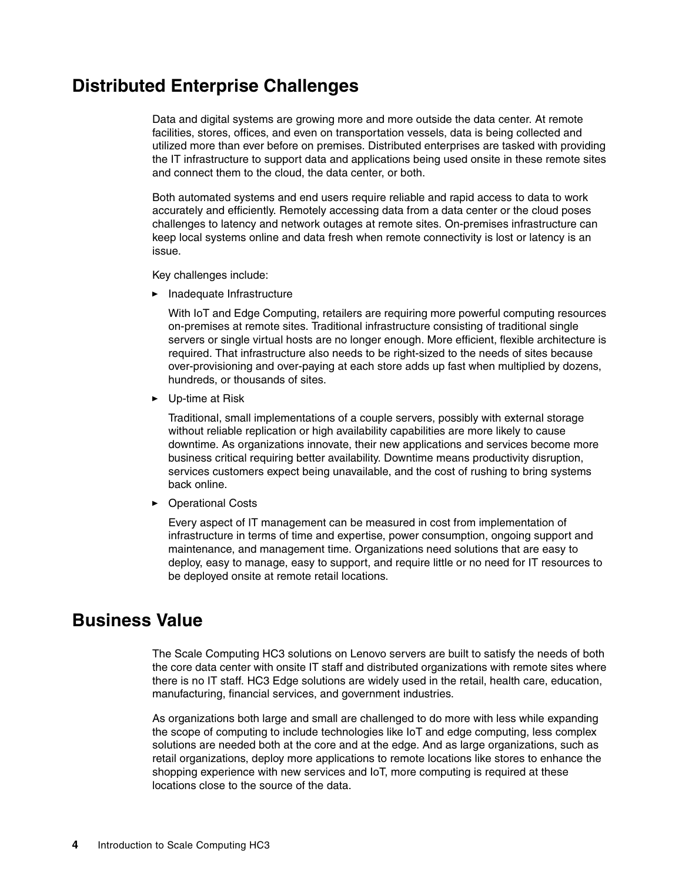## Distributed Enterprise Challenges

Data and digital systems are growing more and more outside the data center. At remote facilities, stores, offices, and even on transportation vessels, data is being collected and utilized more than ever before on premises. Distributed enterprises are tasked with providing the IT infrastructure to support data and applications being used onsite in these remote sites and connect them to the cloud, the data center, or both.

Both automated systems and end users require reliable and rapid access to data to work accurately and efficiently. Remotely accessing data from a data center or the cloud poses challenges to latency and network outages at remote sites. On-premises infrastructure can keep local systems online and data fresh when remote connectivity is lost or latency is an issue.

Key challenges include:

- Inadequate Infrastructure

  With IoT and Edge Computing, retailers are requiring more powerful computing resources on-premises at remote sites. Traditional infrastructure consisting of traditional single servers or single virtual hosts are no longer enough. More efficient, flexible architecture is required. That infrastructure also needs to be right-sized to the needs of sites because over-provisioning and over-paying at each store adds up fast when multiplied by dozens, hundreds, or thousands of sites.

- Up-time at Risk

  Traditional, small implementations of a couple servers, possibly with external storage without reliable replication or high availability capabilities are more likely to cause downtime. As organizations innovate, their new applications and services become more business critical requiring better availability. Downtime means productivity disruption, services customers expect being unavailable, and the cost of rushing to bring systems back online.

- Operational Costs

  Every aspect of IT management can be measured in cost from implementation of infrastructure in terms of time and expertise, power consumption, ongoing support and maintenance, and management time. Organizations need solutions that are easy to deploy, easy to manage, easy to support, and require little or no need for IT resources to be deployed onsite at remote retail locations.

## Business Value

The Scale Computing HC3 solutions on Lenovo servers are built to satisfy the needs of both the core data center with onsite IT staff and distributed organizations with remote sites where there is no IT staff. HC3 Edge solutions are widely used in the retail, health care, education, manufacturing, financial services, and government industries.

As organizations both large and small are challenged to do more with less while expanding the scope of computing to include technologies like IoT and edge computing, less complex solutions are needed both at the core and at the edge. And as large organizations, such as retail organizations, deploy more applications to remote locations like stores to enhance the shopping experience with new services and IoT, more computing is required at these locations close to the source of the data.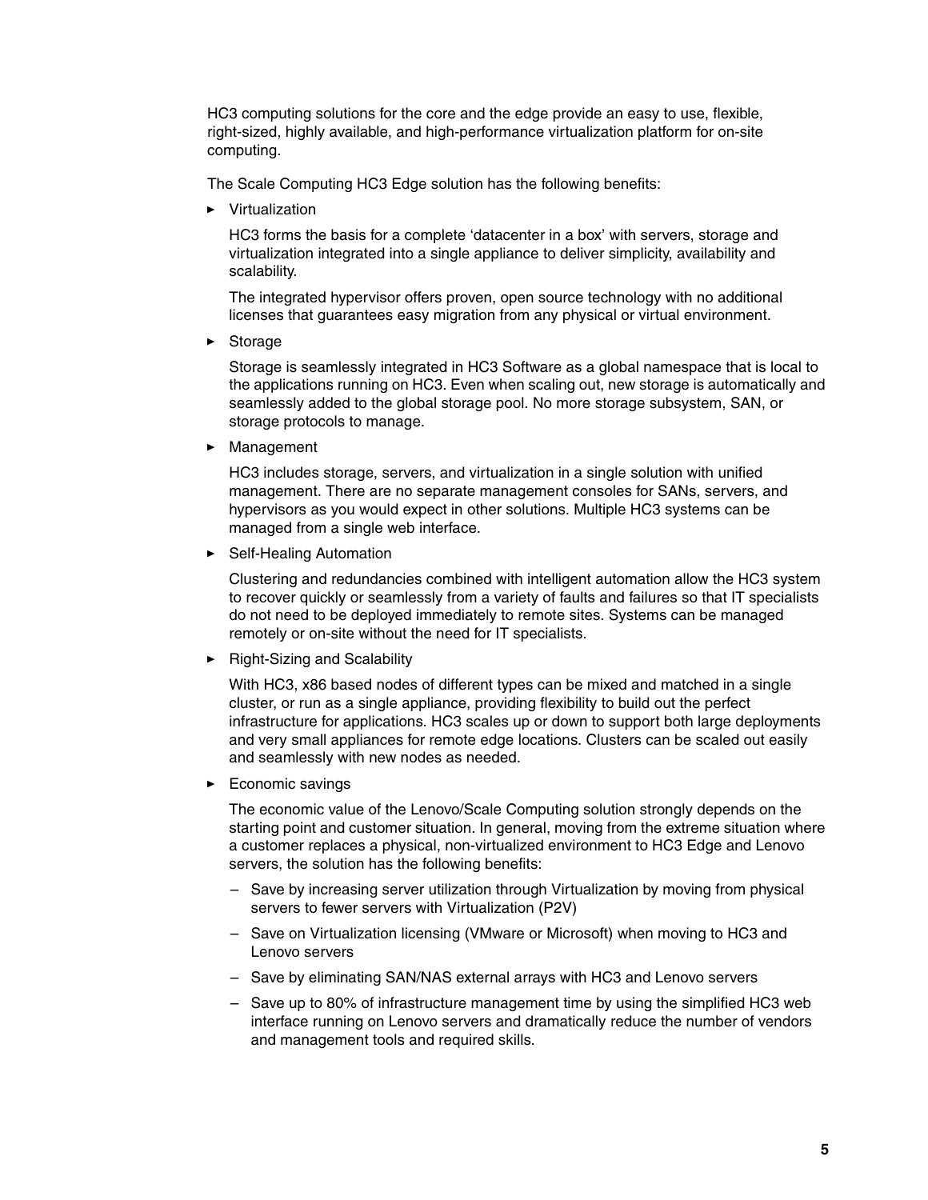HC3 computing solutions for the core and the edge provide an easy to use, flexible, right-sized, highly available, and high-performance virtualization platform for on-site computing.

The Scale Computing HC3 Edge solution has the following benefits:

- Virtualization

  HC3 forms the basis for a complete 'datacenter in a box' with servers, storage and virtualization integrated into a single appliance to deliver simplicity, availability and scalability.

  The integrated hypervisor offers proven, open source technology with no additional licenses that guarantees easy migration from any physical or virtual environment.

- Storage

  Storage is seamlessly integrated in HC3 Software as a global namespace that is local to the applications running on HC3. Even when scaling out, new storage is automatically and seamlessly added to the global storage pool. No more storage subsystem, SAN, or storage protocols to manage.

- Management

  HC3 includes storage, servers, and virtualization in a single solution with unified management. There are no separate management consoles for SANs, servers, and hypervisors as you would expect in other solutions. Multiple HC3 systems can be managed from a single web interface.

- Self-Healing Automation

  Clustering and redundancies combined with intelligent automation allow the HC3 system to recover quickly or seamlessly from a variety of faults and failures so that IT specialists do not need to be deployed immediately to remote sites. Systems can be managed remotely or on-site without the need for IT specialists.

- Right-Sizing and Scalability

  With HC3, x86 based nodes of different types can be mixed and matched in a single cluster, or run as a single appliance, providing flexibility to build out the perfect infrastructure for applications. HC3 scales up or down to support both large deployments and very small appliances for remote edge locations. Clusters can be scaled out easily and seamlessly with new nodes as needed.

- Economic savings

  The economic value of the Lenovo/Scale Computing solution strongly depends on the starting point and customer situation. In general, moving from the extreme situation where a customer replaces a physical, non-virtualized environment to HC3 Edge and Lenovo servers, the solution has the following benefits:

  - Save by increasing server utilization through Virtualization by moving from physical servers to fewer servers with Virtualization (P2V)
  - Save on Virtualization licensing (VMware or Microsoft) when moving to HC3 and Lenovo servers
  - Save by eliminating SAN/NAS external arrays with HC3 and Lenovo servers
  - Save up to 80% of infrastructure management time by using the simplified HC3 web interface running on Lenovo servers and dramatically reduce the number of vendors and management tools and required skills.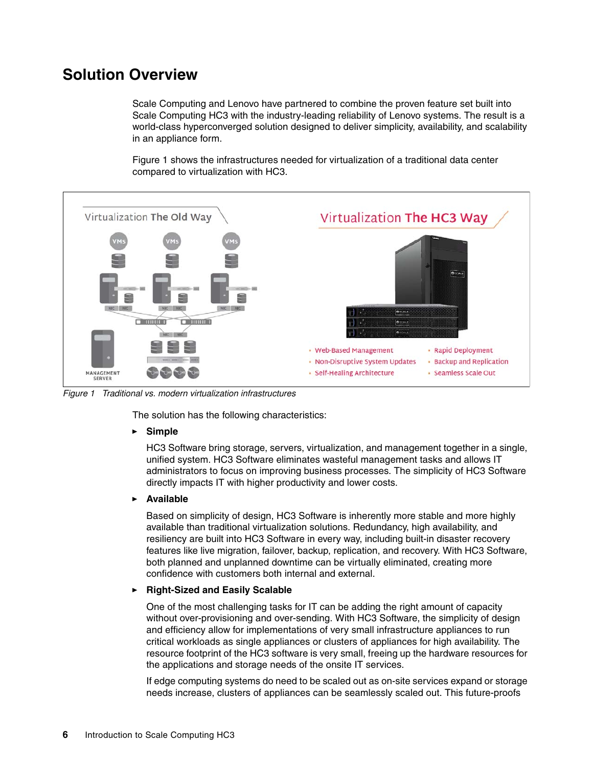## Solution Overview

Scale Computing and Lenovo have partnered to combine the proven feature set built into Scale Computing HC3 with the industry-leading reliability of Lenovo systems. The result is a world-class hyperconverged solution designed to deliver simplicity, availability, and scalability in an appliance form.

Figure 1 shows the infrastructures needed for virtualization of a traditional data center compared to virtualization with HC3.

*Figure 1 Traditional vs. modern virtualization infrastructures*

The solution has the following characteristics:

- **Simple**

  HC3 Software bring storage, servers, virtualization, and management together in a single, unified system. HC3 Software eliminates wasteful management tasks and allows IT administrators to focus on improving business processes. The simplicity of HC3 Software directly impacts IT with higher productivity and lower costs.

- **Available**

  Based on simplicity of design, HC3 Software is inherently more stable and more highly available than traditional virtualization solutions. Redundancy, high availability, and resiliency are built into HC3 Software in every way, including built-in disaster recovery features like live migration, failover, backup, replication, and recovery. With HC3 Software, both planned and unplanned downtime can be virtually eliminated, creating more confidence with customers both internal and external.

- **Right-Sized and Easily Scalable**

  One of the most challenging tasks for IT can be adding the right amount of capacity without over-provisioning and over-sending. With HC3 Software, the simplicity of design and efficiency allow for implementations of very small infrastructure appliances to run critical workloads as single appliances or clusters of appliances for high availability. The resource footprint of the HC3 software is very small, freeing up the hardware resources for the applications and storage needs of the onsite IT services.

  If edge computing systems do need to be scaled out as on-site services expand or storage needs increase, clusters of appliances can be seamlessly scaled out. This future-proofs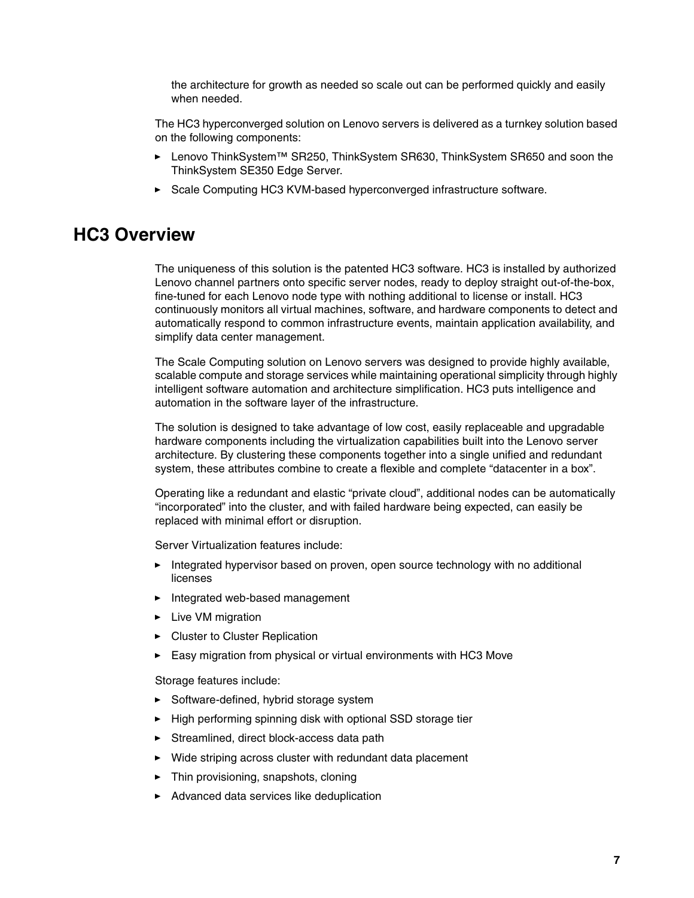the architecture for growth as needed so scale out can be performed quickly and easily when needed.

The HC3 hyperconverged solution on Lenovo servers is delivered as a turnkey solution based on the following components:

- Lenovo ThinkSystem™ SR250, ThinkSystem SR630, ThinkSystem SR650 and soon the ThinkSystem SE350 Edge Server.
- Scale Computing HC3 KVM-based hyperconverged infrastructure software.

## HC3 Overview

The uniqueness of this solution is the patented HC3 software. HC3 is installed by authorized Lenovo channel partners onto specific server nodes, ready to deploy straight out-of-the-box, fine-tuned for each Lenovo node type with nothing additional to license or install. HC3 continuously monitors all virtual machines, software, and hardware components to detect and automatically respond to common infrastructure events, maintain application availability, and simplify data center management.

The Scale Computing solution on Lenovo servers was designed to provide highly available, scalable compute and storage services while maintaining operational simplicity through highly intelligent software automation and architecture simplification. HC3 puts intelligence and automation in the software layer of the infrastructure.

The solution is designed to take advantage of low cost, easily replaceable and upgradable hardware components including the virtualization capabilities built into the Lenovo server architecture. By clustering these components together into a single unified and redundant system, these attributes combine to create a flexible and complete “datacenter in a box”.

Operating like a redundant and elastic “private cloud”, additional nodes can be automatically “incorporated” into the cluster, and with failed hardware being expected, can easily be replaced with minimal effort or disruption.

Server Virtualization features include:

- Integrated hypervisor based on proven, open source technology with no additional licenses
- Integrated web-based management
- Live VM migration
- Cluster to Cluster Replication
- Easy migration from physical or virtual environments with HC3 Move

Storage features include:

- Software-defined, hybrid storage system
- High performing spinning disk with optional SSD storage tier
- Streamlined, direct block-access data path
- Wide striping across cluster with redundant data placement
- Thin provisioning, snapshots, cloning
- Advanced data services like deduplication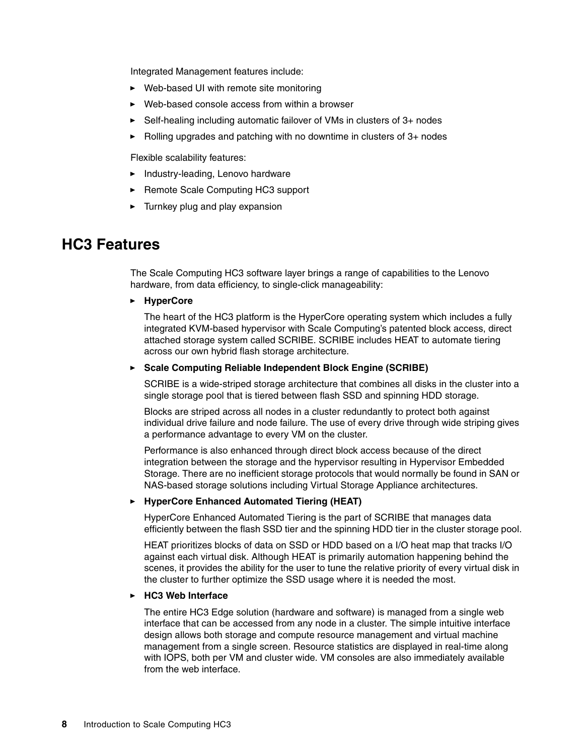Integrated Management features include:

- Web-based UI with remote site monitoring
- Web-based console access from within a browser
- Self-healing including automatic failover of VMs in clusters of 3+ nodes
- Rolling upgrades and patching with no downtime in clusters of 3+ nodes

Flexible scalability features:

- Industry-leading, Lenovo hardware
- Remote Scale Computing HC3 support
- Turnkey plug and play expansion

## HC3 Features

The Scale Computing HC3 software layer brings a range of capabilities to the Lenovo hardware, from data efficiency, to single-click manageability:

- **HyperCore**

  The heart of the HC3 platform is the HyperCore operating system which includes a fully integrated KVM-based hypervisor with Scale Computing's patented block access, direct attached storage system called SCRIBE. SCRIBE includes HEAT to automate tiering across our own hybrid flash storage architecture.

- **Scale Computing Reliable Independent Block Engine (SCRIBE)**

  SCRIBE is a wide-striped storage architecture that combines all disks in the cluster into a single storage pool that is tiered between flash SSD and spinning HDD storage.

  Blocks are striped across all nodes in a cluster redundantly to protect both against individual drive failure and node failure. The use of every drive through wide striping gives a performance advantage to every VM on the cluster.

  Performance is also enhanced through direct block access because of the direct integration between the storage and the hypervisor resulting in Hypervisor Embedded Storage. There are no inefficient storage protocols that would normally be found in SAN or NAS-based storage solutions including Virtual Storage Appliance architectures.

- **HyperCore Enhanced Automated Tiering (HEAT)**

  HyperCore Enhanced Automated Tiering is the part of SCRIBE that manages data efficiently between the flash SSD tier and the spinning HDD tier in the cluster storage pool.

  HEAT prioritizes blocks of data on SSD or HDD based on a I/O heat map that tracks I/O against each virtual disk. Although HEAT is primarily automation happening behind the scenes, it provides the ability for the user to tune the relative priority of every virtual disk in the cluster to further optimize the SSD usage where it is needed the most.

- **HC3 Web Interface**

  The entire HC3 Edge solution (hardware and software) is managed from a single web interface that can be accessed from any node in a cluster. The simple intuitive interface design allows both storage and compute resource management and virtual machine management from a single screen. Resource statistics are displayed in real-time along with IOPS, both per VM and cluster wide. VM consoles are also immediately available from the web interface.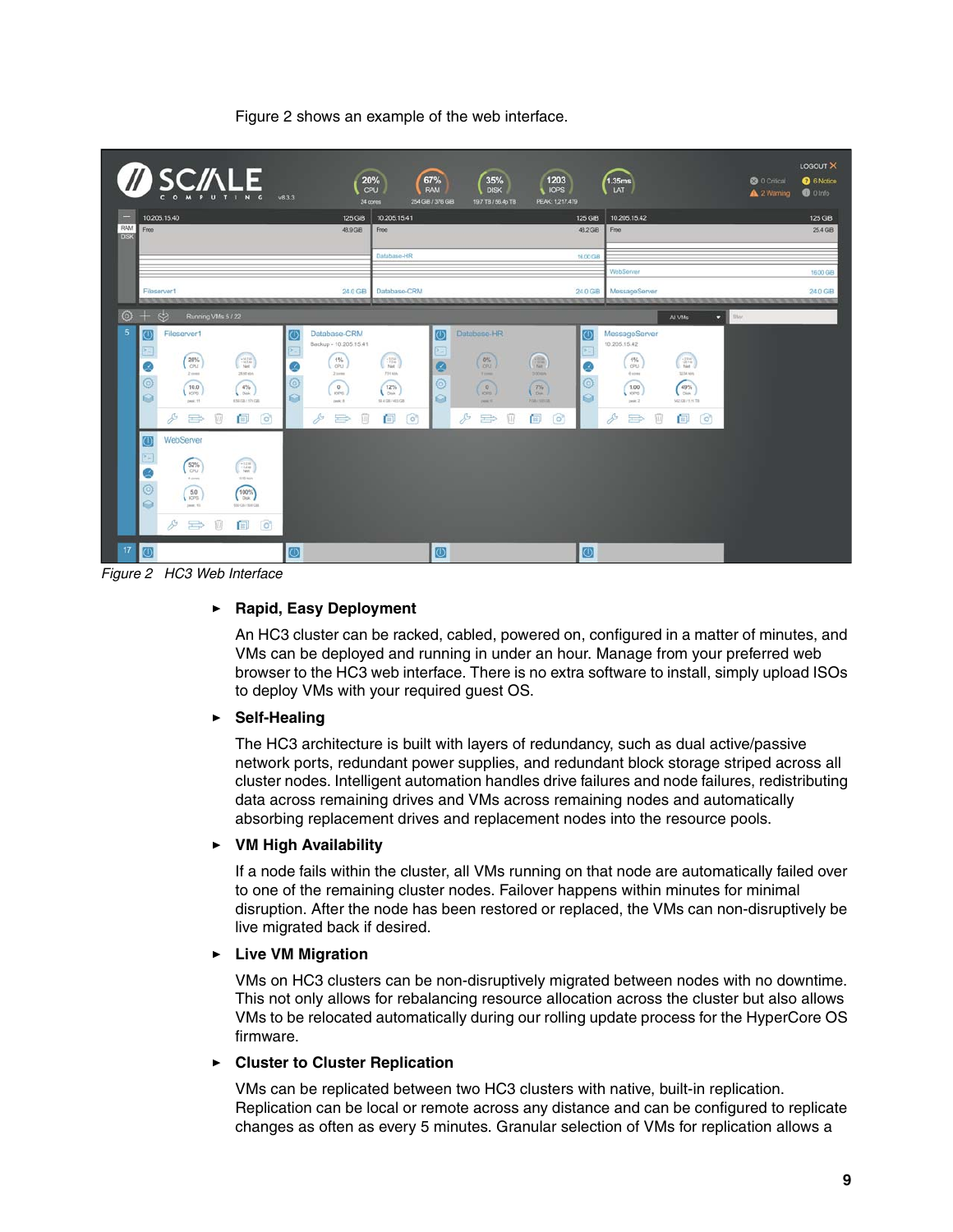Figure 2 shows an example of the web interface.

*Figure 2 HC3 Web Interface*

- **Rapid, Easy Deployment**

  An HC3 cluster can be racked, cabled, powered on, configured in a matter of minutes, and VMs can be deployed and running in under an hour. Manage from your preferred web browser to the HC3 web interface. There is no extra software to install, simply upload ISOs to deploy VMs with your required guest OS.

- **Self-Healing**

  The HC3 architecture is built with layers of redundancy, such as dual active/passive network ports, redundant power supplies, and redundant block storage striped across all cluster nodes. Intelligent automation handles drive failures and node failures, redistributing data across remaining drives and VMs across remaining nodes and automatically absorbing replacement drives and replacement nodes into the resource pools.

- **VM High Availability**

  If a node fails within the cluster, all VMs running on that node are automatically failed over to one of the remaining cluster nodes. Failover happens within minutes for minimal disruption. After the node has been restored or replaced, the VMs can non-disruptively be live migrated back if desired.

- **Live VM Migration**

  VMs on HC3 clusters can be non-disruptively migrated between nodes with no downtime. This not only allows for rebalancing resource allocation across the cluster but also allows VMs to be relocated automatically during our rolling update process for the HyperCore OS firmware.

- **Cluster to Cluster Replication**

  VMs can be replicated between two HC3 clusters with native, built-in replication. Replication can be local or remote across any distance and can be configured to replicate changes as often as every 5 minutes. Granular selection of VMs for replication allows a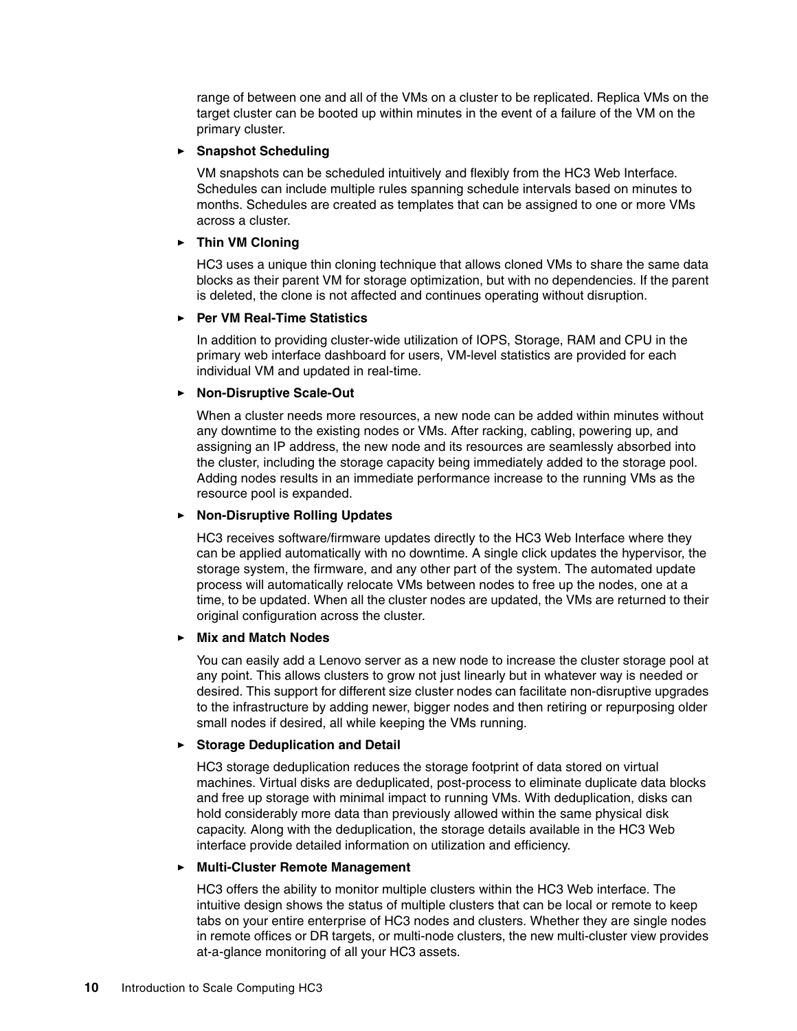range of between one and all of the VMs on a cluster to be replicated. Replica VMs on the target cluster can be booted up within minutes in the event of a failure of the VM on the primary cluster.

- **Snapshot Scheduling**

  VM snapshots can be scheduled intuitively and flexibly from the HC3 Web Interface. Schedules can include multiple rules spanning schedule intervals based on minutes to months. Schedules are created as templates that can be assigned to one or more VMs across a cluster.

- **Thin VM Cloning**

  HC3 uses a unique thin cloning technique that allows cloned VMs to share the same data blocks as their parent VM for storage optimization, but with no dependencies. If the parent is deleted, the clone is not affected and continues operating without disruption.

- **Per VM Real-Time Statistics**

  In addition to providing cluster-wide utilization of IOPS, Storage, RAM and CPU in the primary web interface dashboard for users, VM-level statistics are provided for each individual VM and updated in real-time.

- **Non-Disruptive Scale-Out**

  When a cluster needs more resources, a new node can be added within minutes without any downtime to the existing nodes or VMs. After racking, cabling, powering up, and assigning an IP address, the new node and its resources are seamlessly absorbed into the cluster, including the storage capacity being immediately added to the storage pool. Adding nodes results in an immediate performance increase to the running VMs as the resource pool is expanded.

- **Non-Disruptive Rolling Updates**

  HC3 receives software/firmware updates directly to the HC3 Web Interface where they can be applied automatically with no downtime. A single click updates the hypervisor, the storage system, the firmware, and any other part of the system. The automated update process will automatically relocate VMs between nodes to free up the nodes, one at a time, to be updated. When all the cluster nodes are updated, the VMs are returned to their original configuration across the cluster.

- **Mix and Match Nodes**

  You can easily add a Lenovo server as a new node to increase the cluster storage pool at any point. This allows clusters to grow not just linearly but in whatever way is needed or desired. This support for different size cluster nodes can facilitate non-disruptive upgrades to the infrastructure by adding newer, bigger nodes and then retiring or repurposing older small nodes if desired, all while keeping the VMs running.

- **Storage Deduplication and Detail**

  HC3 storage deduplication reduces the storage footprint of data stored on virtual machines. Virtual disks are deduplicated, post-process to eliminate duplicate data blocks and free up storage with minimal impact to running VMs. With deduplication, disks can hold considerably more data than previously allowed within the same physical disk capacity. Along with the deduplication, the storage details available in the HC3 Web interface provide detailed information on utilization and efficiency.

- **Multi-Cluster Remote Management**

  HC3 offers the ability to monitor multiple clusters within the HC3 Web interface. The intuitive design shows the status of multiple clusters that can be local or remote to keep tabs on your entire enterprise of HC3 nodes and clusters. Whether they are single nodes in remote offices or DR targets, or multi-node clusters, the new multi-cluster view provides at-a-glance monitoring of all your HC3 assets.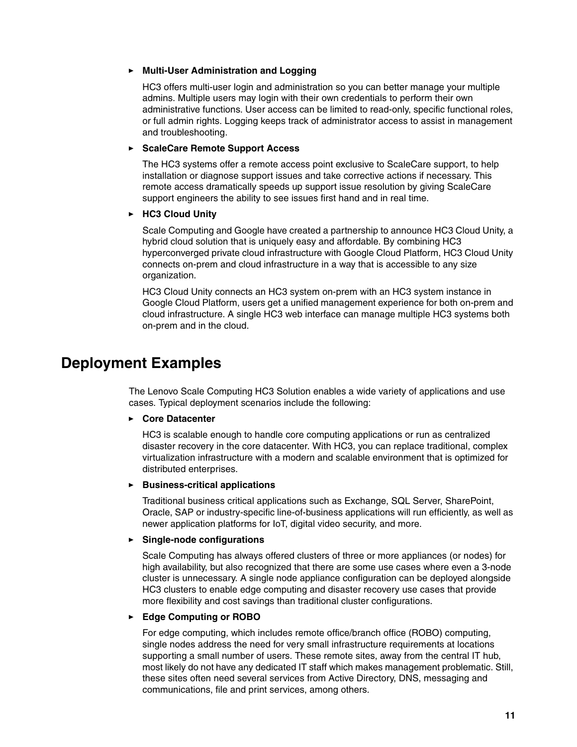- **Multi-User Administration and Logging**

  HC3 offers multi-user login and administration so you can better manage your multiple admins. Multiple users may login with their own credentials to perform their own administrative functions. User access can be limited to read-only, specific functional roles, or full admin rights. Logging keeps track of administrator access to assist in management and troubleshooting.

- **ScaleCare Remote Support Access**

  The HC3 systems offer a remote access point exclusive to ScaleCare support, to help installation or diagnose support issues and take corrective actions if necessary. This remote access dramatically speeds up support issue resolution by giving ScaleCare support engineers the ability to see issues first hand and in real time.

- **HC3 Cloud Unity**

  Scale Computing and Google have created a partnership to announce HC3 Cloud Unity, a hybrid cloud solution that is uniquely easy and affordable. By combining HC3 hyperconverged private cloud infrastructure with Google Cloud Platform, HC3 Cloud Unity connects on-prem and cloud infrastructure in a way that is accessible to any size organization.

  HC3 Cloud Unity connects an HC3 system on-prem with an HC3 system instance in Google Cloud Platform, users get a unified management experience for both on-prem and cloud infrastructure. A single HC3 web interface can manage multiple HC3 systems both on-prem and in the cloud.

# Deployment Examples

The Lenovo Scale Computing HC3 Solution enables a wide variety of applications and use cases. Typical deployment scenarios include the following:

- **Core Datacenter**

  HC3 is scalable enough to handle core computing applications or run as centralized disaster recovery in the core datacenter. With HC3, you can replace traditional, complex virtualization infrastructure with a modern and scalable environment that is optimized for distributed enterprises.

- **Business-critical applications**

  Traditional business critical applications such as Exchange, SQL Server, SharePoint, Oracle, SAP or industry-specific line-of-business applications will run efficiently, as well as newer application platforms for IoT, digital video security, and more.

- **Single-node configurations**

  Scale Computing has always offered clusters of three or more appliances (or nodes) for high availability, but also recognized that there are some use cases where even a 3-node cluster is unnecessary. A single node appliance configuration can be deployed alongside HC3 clusters to enable edge computing and disaster recovery use cases that provide more flexibility and cost savings than traditional cluster configurations.

- **Edge Computing or ROBO**

  For edge computing, which includes remote office/branch office (ROBO) computing, single nodes address the need for very small infrastructure requirements at locations supporting a small number of users. These remote sites, away from the central IT hub, most likely do not have any dedicated IT staff which makes management problematic. Still, these sites often need several services from Active Directory, DNS, messaging and communications, file and print services, among others.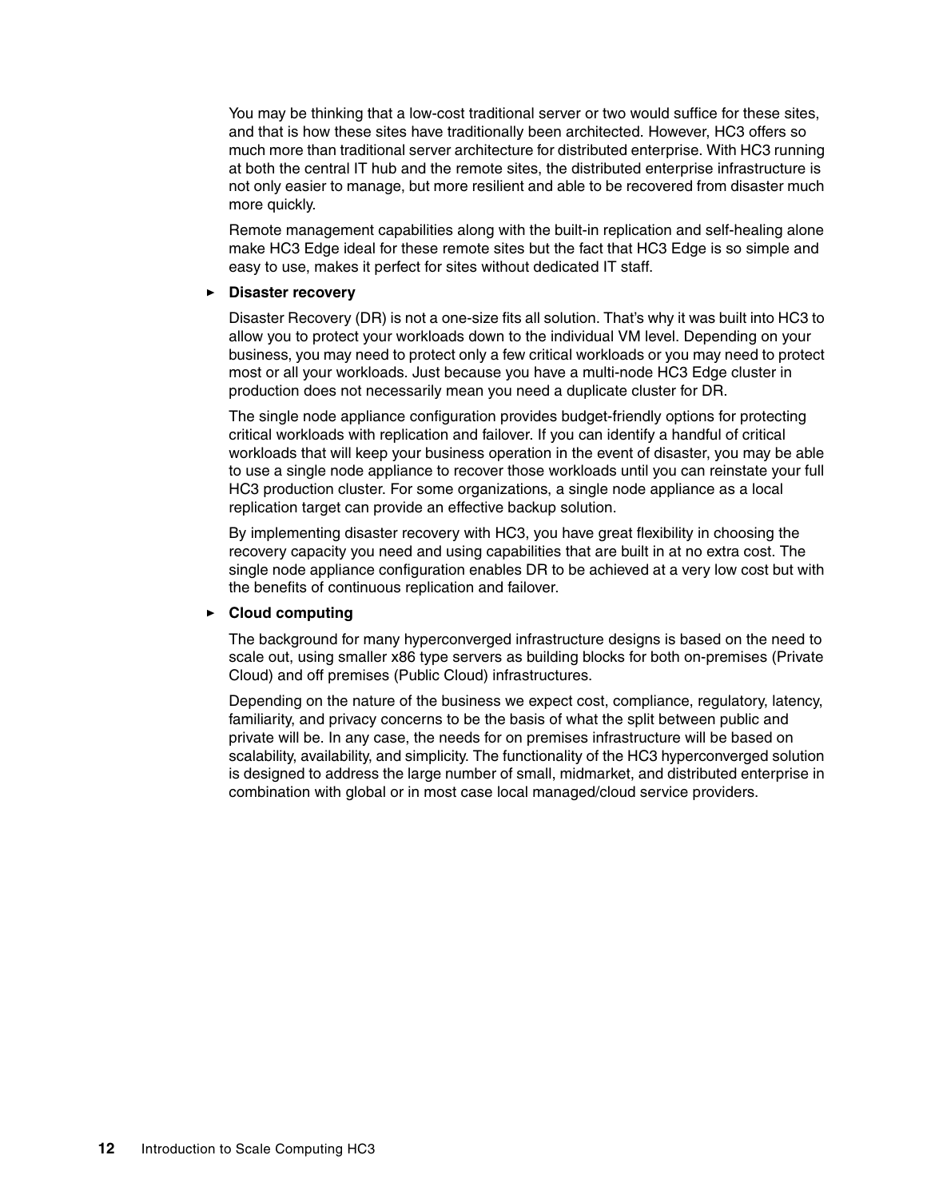You may be thinking that a low-cost traditional server or two would suffice for these sites, and that is how these sites have traditionally been architected. However, HC3 offers so much more than traditional server architecture for distributed enterprise. With HC3 running at both the central IT hub and the remote sites, the distributed enterprise infrastructure is not only easier to manage, but more resilient and able to be recovered from disaster much more quickly.

Remote management capabilities along with the built-in replication and self-healing alone make HC3 Edge ideal for these remote sites but the fact that HC3 Edge is so simple and easy to use, makes it perfect for sites without dedicated IT staff.

- **Disaster recovery**

  Disaster Recovery (DR) is not a one-size fits all solution. That's why it was built into HC3 to allow you to protect your workloads down to the individual VM level. Depending on your business, you may need to protect only a few critical workloads or you may need to protect most or all your workloads. Just because you have a multi-node HC3 Edge cluster in production does not necessarily mean you need a duplicate cluster for DR.

  The single node appliance configuration provides budget-friendly options for protecting critical workloads with replication and failover. If you can identify a handful of critical workloads that will keep your business operation in the event of disaster, you may be able to use a single node appliance to recover those workloads until you can reinstate your full HC3 production cluster. For some organizations, a single node appliance as a local replication target can provide an effective backup solution.

  By implementing disaster recovery with HC3, you have great flexibility in choosing the recovery capacity you need and using capabilities that are built in at no extra cost. The single node appliance configuration enables DR to be achieved at a very low cost but with the benefits of continuous replication and failover.

- **Cloud computing**

  The background for many hyperconverged infrastructure designs is based on the need to scale out, using smaller x86 type servers as building blocks for both on-premises (Private Cloud) and off premises (Public Cloud) infrastructures.

  Depending on the nature of the business we expect cost, compliance, regulatory, latency, familiarity, and privacy concerns to be the basis of what the split between public and private will be. In any case, the needs for on premises infrastructure will be based on scalability, availability, and simplicity. The functionality of the HC3 hyperconverged solution is designed to address the large number of small, midmarket, and distributed enterprise in combination with global or in most case local managed/cloud service providers.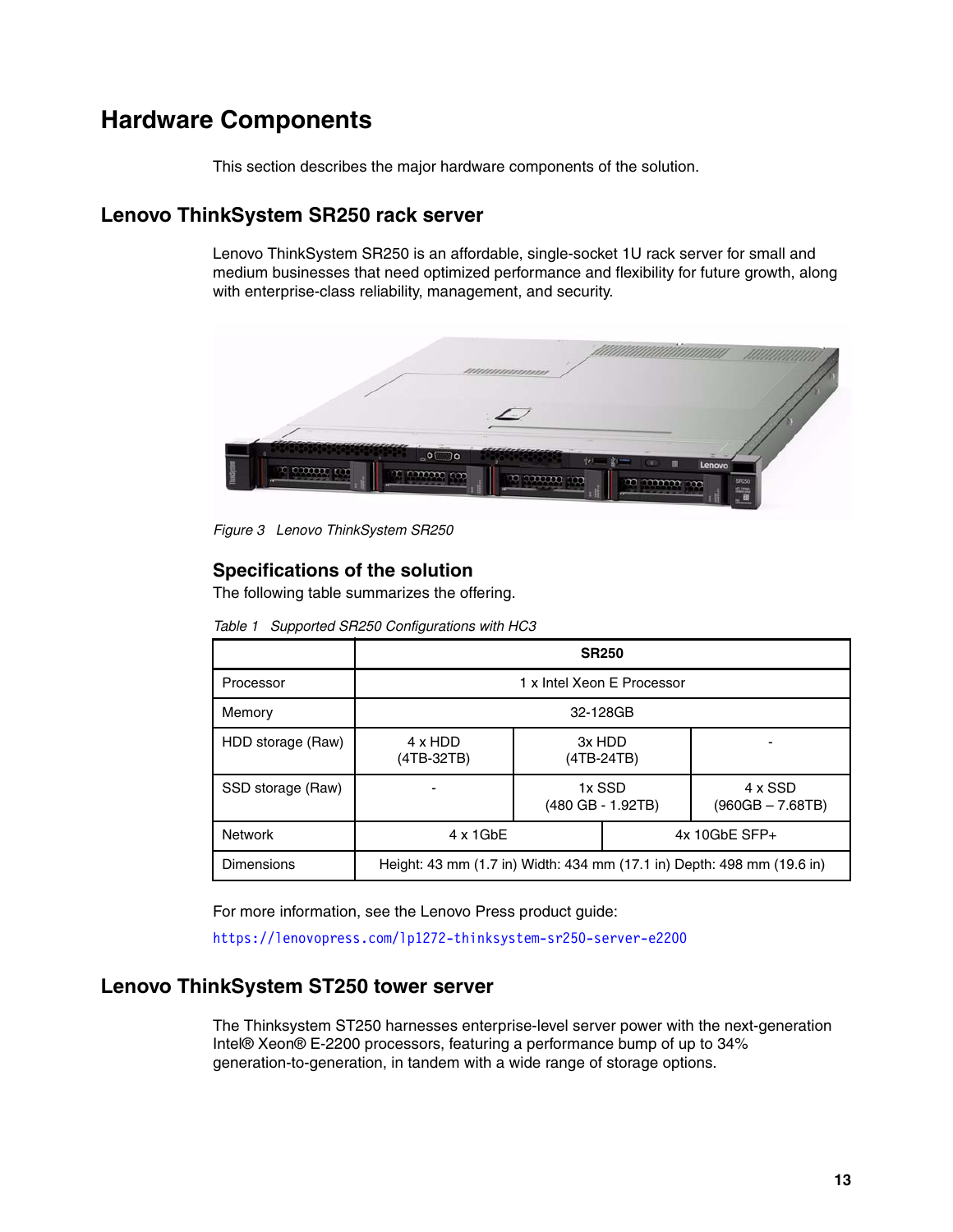# Hardware Components

This section describes the major hardware components of the solution.

## Lenovo ThinkSystem SR250 rack server

Lenovo ThinkSystem SR250 is an affordable, single-socket 1U rack server for small and medium businesses that need optimized performance and flexibility for future growth, along with enterprise-class reliability, management, and security.

*Figure 3 Lenovo ThinkSystem SR250*

### Specifications of the solution

The following table summarizes the offering.

*Table 1 Supported SR250 Configurations with HC3*

| | SR250 | | |
|---|---|---|---|
| Processor | 1 x Intel Xeon E Processor | | |
| Memory | 32-128GB | | |
| HDD storage (Raw) | 4 x HDD (4TB-32TB) | 3x HDD (4TB-24TB) | - |
| SSD storage (Raw) | - | 1x SSD (480 GB - 1.92TB) | 4 x SSD (960GB – 7.68TB) |
| Network | 4 x 1GbE | 4x 10GbE SFP+ | |
| Dimensions | Height: 43 mm (1.7 in) Width: 434 mm (17.1 in) Depth: 498 mm (19.6 in) | | |

For more information, see the Lenovo Press product guide:

https://lenovopress.com/lp1272-thinksystem-sr250-server-e2200

## Lenovo ThinkSystem ST250 tower server

The Thinksystem ST250 harnesses enterprise-level server power with the next-generation Intel® Xeon® E-2200 processors, featuring a performance bump of up to 34% generation-to-generation, in tandem with a wide range of storage options.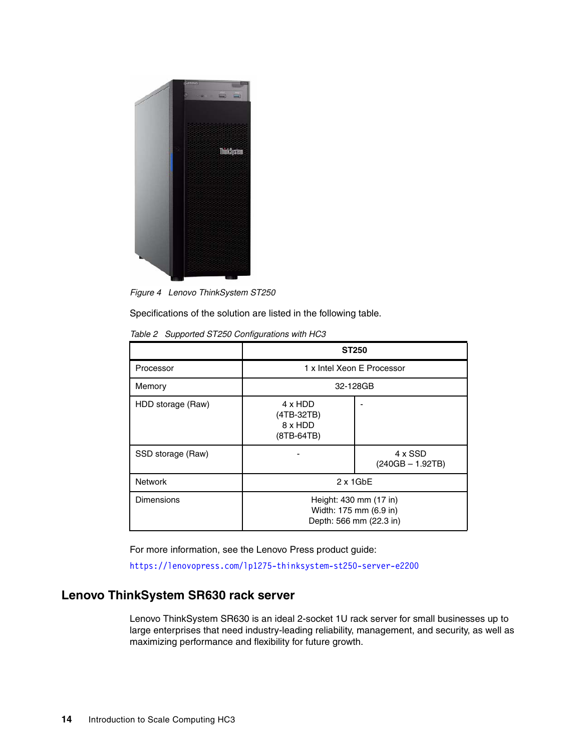Figure 4   Lenovo ThinkSystem ST250

Specifications of the solution are listed in the following table.

Table 2   Supported ST250 Configurations with HC3

| | ST250 | |
|---|---|---|
| Processor | 1 x Intel Xeon E Processor | |
| Memory | 32-128GB | |
| HDD storage (Raw) | 4 x HDD (4TB-32TB) 8 x HDD (8TB-64TB) | - |
| SSD storage (Raw) | - | 4 x SSD (240GB – 1.92TB) |
| Network | 2 x 1GbE | |
| Dimensions | Height: 430 mm (17 in) Width: 175 mm (6.9 in) Depth: 566 mm (22.3 in) | |

For more information, see the Lenovo Press product guide:

https://lenovopress.com/lp1275-thinksystem-st250-server-e2200

## Lenovo ThinkSystem SR630 rack server

Lenovo ThinkSystem SR630 is an ideal 2-socket 1U rack server for small businesses up to large enterprises that need industry-leading reliability, management, and security, as well as maximizing performance and flexibility for future growth.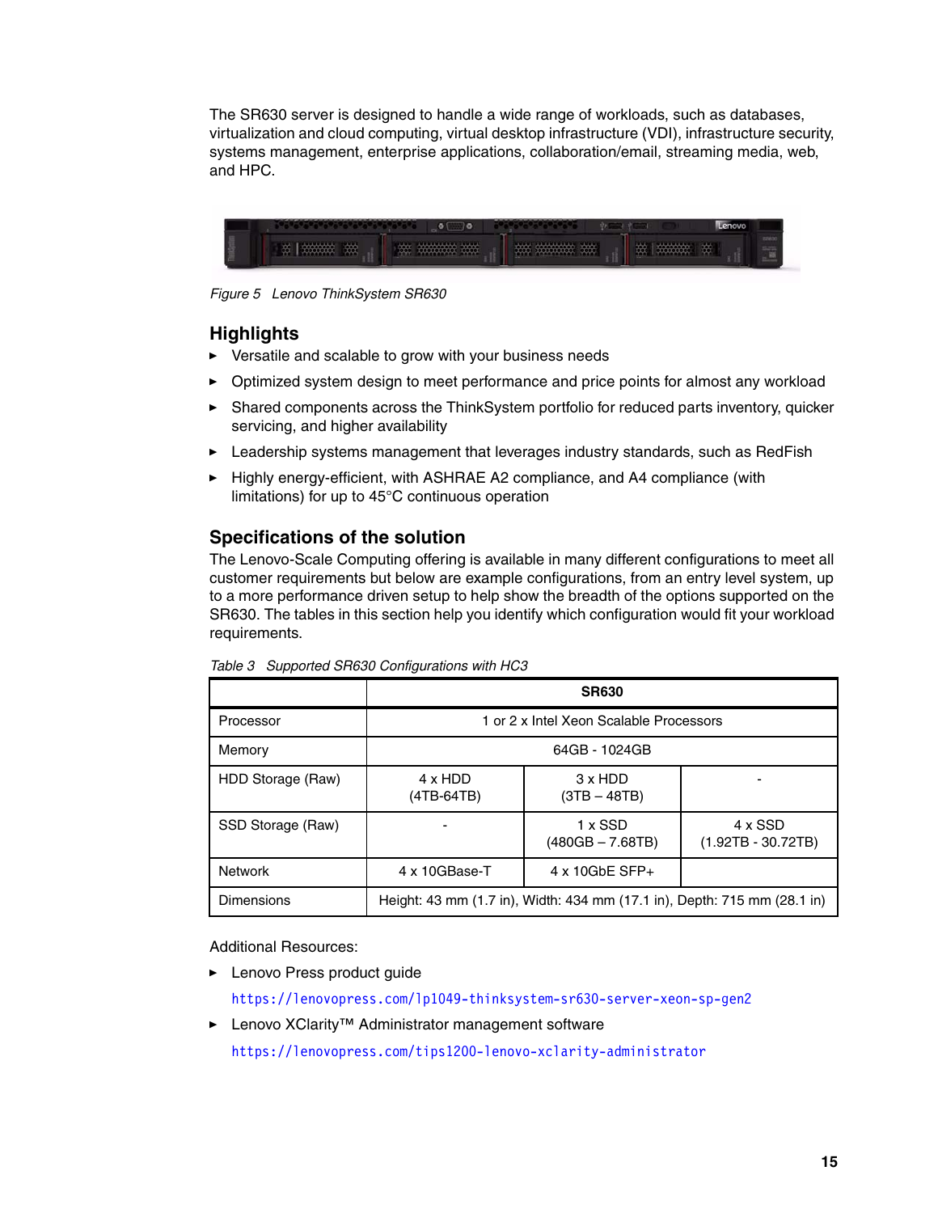The SR630 server is designed to handle a wide range of workloads, such as databases, virtualization and cloud computing, virtual desktop infrastructure (VDI), infrastructure security, systems management, enterprise applications, collaboration/email, streaming media, web, and HPC.

*Figure 5 Lenovo ThinkSystem SR630*

## Highlights

- Versatile and scalable to grow with your business needs
- Optimized system design to meet performance and price points for almost any workload
- Shared components across the ThinkSystem portfolio for reduced parts inventory, quicker servicing, and higher availability
- Leadership systems management that leverages industry standards, such as RedFish
- Highly energy-efficient, with ASHRAE A2 compliance, and A4 compliance (with limitations) for up to 45°C continuous operation

## Specifications of the solution

The Lenovo-Scale Computing offering is available in many different configurations to meet all customer requirements but below are example configurations, from an entry level system, up to a more performance driven setup to help show the breadth of the options supported on the SR630. The tables in this section help you identify which configuration would fit your workload requirements.

*Table 3 Supported SR630 Configurations with HC3*

| | SR630 | | |
|---|---|---|---|
| Processor | 1 or 2 x Intel Xeon Scalable Processors | | |
| Memory | 64GB - 1024GB | | |
| HDD Storage (Raw) | 4 x HDD (4TB-64TB) | 3 x HDD (3TB – 48TB) | - |
| SSD Storage (Raw) | - | 1 x SSD (480GB – 7.68TB) | 4 x SSD (1.92TB - 30.72TB) |
| Network | 4 x 10GBase-T | 4 x 10GbE SFP+ | |
| Dimensions | Height: 43 mm (1.7 in), Width: 434 mm (17.1 in), Depth: 715 mm (28.1 in) | | |

Additional Resources:

- Lenovo Press product guide

  `https://lenovopress.com/lp1049-thinksystem-sr630-server-xeon-sp-gen2`
- Lenovo XClarity™ Administrator management software

  `https://lenovopress.com/tips1200-lenovo-xclarity-administrator`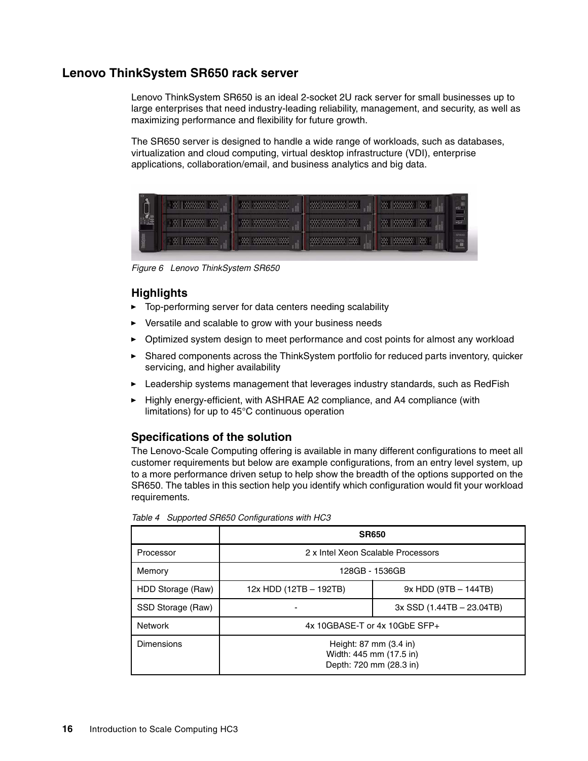## Lenovo ThinkSystem SR650 rack server

Lenovo ThinkSystem SR650 is an ideal 2-socket 2U rack server for small businesses up to large enterprises that need industry-leading reliability, management, and security, as well as maximizing performance and flexibility for future growth.

The SR650 server is designed to handle a wide range of workloads, such as databases, virtualization and cloud computing, virtual desktop infrastructure (VDI), enterprise applications, collaboration/email, and business analytics and big data.

*Figure 6 Lenovo ThinkSystem SR650*

### Highlights

- Top-performing server for data centers needing scalability
- Versatile and scalable to grow with your business needs
- Optimized system design to meet performance and cost points for almost any workload
- Shared components across the ThinkSystem portfolio for reduced parts inventory, quicker servicing, and higher availability
- Leadership systems management that leverages industry standards, such as RedFish
- Highly energy-efficient, with ASHRAE A2 compliance, and A4 compliance (with limitations) for up to 45°C continuous operation

### Specifications of the solution

The Lenovo-Scale Computing offering is available in many different configurations to meet all customer requirements but below are example configurations, from an entry level system, up to a more performance driven setup to help show the breadth of the options supported on the SR650. The tables in this section help you identify which configuration would fit your workload requirements.

*Table 4 Supported SR650 Configurations with HC3*

| | SR650 | |
|---|---|---|
| Processor | 2 x Intel Xeon Scalable Processors | |
| Memory | 128GB - 1536GB | |
| HDD Storage (Raw) | 12x HDD (12TB – 192TB) | 9x HDD (9TB – 144TB) |
| SSD Storage (Raw) | - | 3x SSD (1.44TB – 23.04TB) |
| Network | 4x 10GBASE-T or 4x 10GbE SFP+ | |
| Dimensions | Height: 87 mm (3.4 in)<br>Width: 445 mm (17.5 in)<br>Depth: 720 mm (28.3 in) | |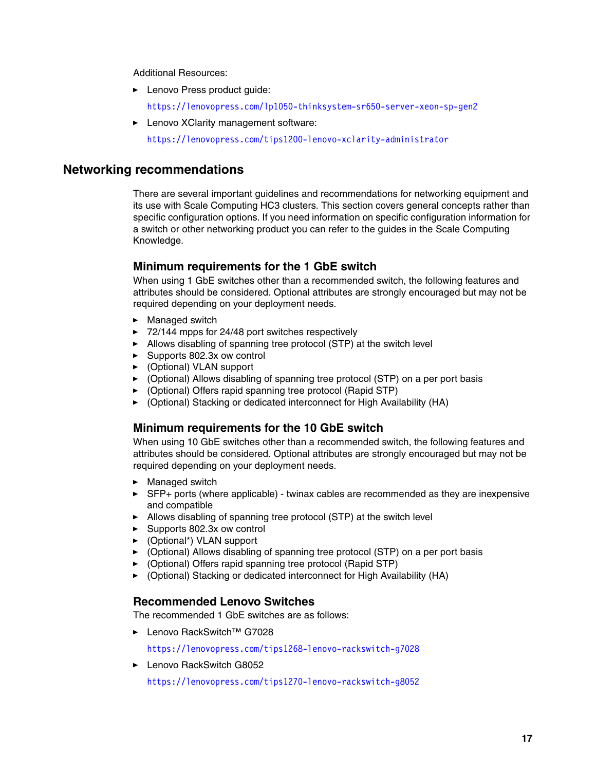Additional Resources:

- Lenovo Press product guide:

  https://lenovopress.com/lp1050-thinksystem-sr650-server-xeon-sp-gen2

- Lenovo XClarity management software:

  https://lenovopress.com/tips1200-lenovo-xclarity-administrator

## Networking recommendations

There are several important guidelines and recommendations for networking equipment and its use with Scale Computing HC3 clusters. This section covers general concepts rather than specific configuration options. If you need information on specific configuration information for a switch or other networking product you can refer to the guides in the Scale Computing Knowledge.

### Minimum requirements for the 1 GbE switch

When using 1 GbE switches other than a recommended switch, the following features and attributes should be considered. Optional attributes are strongly encouraged but may not be required depending on your deployment needs.

- Managed switch
- 72/144 mpps for 24/48 port switches respectively
- Allows disabling of spanning tree protocol (STP) at the switch level
- Supports 802.3x ow control
- (Optional) VLAN support
- (Optional) Allows disabling of spanning tree protocol (STP) on a per port basis
- (Optional) Offers rapid spanning tree protocol (Rapid STP)
- (Optional) Stacking or dedicated interconnect for High Availability (HA)

### Minimum requirements for the 10 GbE switch

When using 10 GbE switches other than a recommended switch, the following features and attributes should be considered. Optional attributes are strongly encouraged but may not be required depending on your deployment needs.

- Managed switch
- SFP+ ports (where applicable) - twinax cables are recommended as they are inexpensive and compatible
- Allows disabling of spanning tree protocol (STP) at the switch level
- Supports 802.3x ow control
- (Optional*) VLAN support
- (Optional) Allows disabling of spanning tree protocol (STP) on a per port basis
- (Optional) Offers rapid spanning tree protocol (Rapid STP)
- (Optional) Stacking or dedicated interconnect for High Availability (HA)

### Recommended Lenovo Switches

The recommended 1 GbE switches are as follows:

- Lenovo RackSwitch™ G7028

  https://lenovopress.com/tips1268-lenovo-rackswitch-g7028

- Lenovo RackSwitch G8052

  https://lenovopress.com/tips1270-lenovo-rackswitch-g8052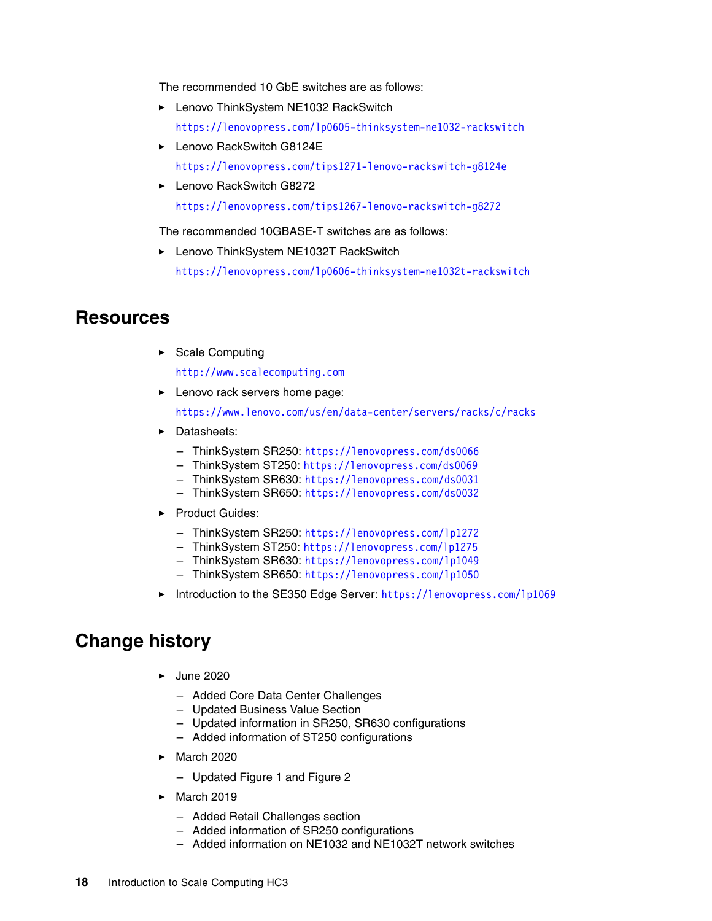The recommended 10 GbE switches are as follows:

- Lenovo ThinkSystem NE1032 RackSwitch
  https://lenovopress.com/lp0605-thinksystem-ne1032-rackswitch
- Lenovo RackSwitch G8124E
  https://lenovopress.com/tips1271-lenovo-rackswitch-g8124e
- Lenovo RackSwitch G8272
  https://lenovopress.com/tips1267-lenovo-rackswitch-g8272

The recommended 10GBASE-T switches are as follows:

- Lenovo ThinkSystem NE1032T RackSwitch
  https://lenovopress.com/lp0606-thinksystem-ne1032t-rackswitch

## Resources

- Scale Computing
  http://www.scalecomputing.com
- Lenovo rack servers home page:
  https://www.lenovo.com/us/en/data-center/servers/racks/c/racks
- Datasheets:
  - ThinkSystem SR250: https://lenovopress.com/ds0066
  - ThinkSystem ST250: https://lenovopress.com/ds0069
  - ThinkSystem SR630: https://lenovopress.com/ds0031
  - ThinkSystem SR650: https://lenovopress.com/ds0032
- Product Guides:
  - ThinkSystem SR250: https://lenovopress.com/lp1272
  - ThinkSystem ST250: https://lenovopress.com/lp1275
  - ThinkSystem SR630: https://lenovopress.com/lp1049
  - ThinkSystem SR650: https://lenovopress.com/lp1050
- Introduction to the SE350 Edge Server: https://lenovopress.com/lp1069

## Change history

- June 2020
  - Added Core Data Center Challenges
  - Updated Business Value Section
  - Updated information in SR250, SR630 configurations
  - Added information of ST250 configurations
- March 2020
  - Updated Figure 1 and Figure 2
- March 2019
  - Added Retail Challenges section
  - Added information of SR250 configurations
  - Added information on NE1032 and NE1032T network switches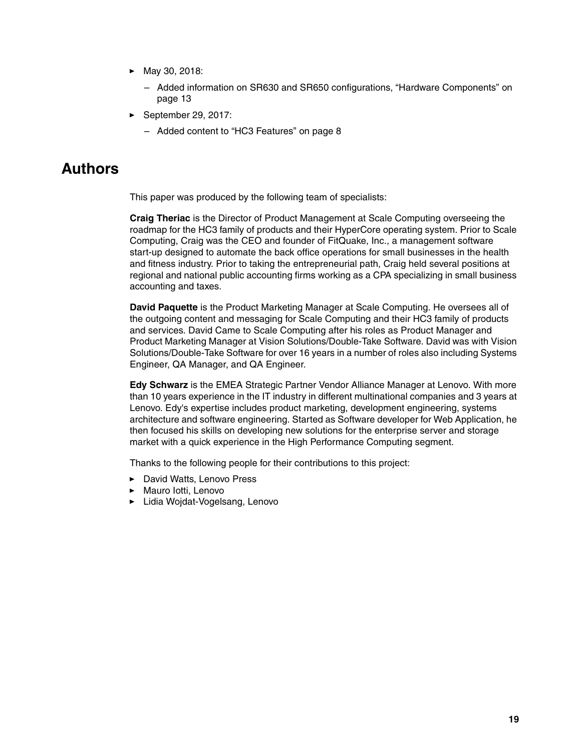- May 30, 2018:
  - Added information on SR630 and SR650 configurations, "Hardware Components" on page 13
- September 29, 2017:
  - Added content to "HC3 Features" on page 8

# Authors

This paper was produced by the following team of specialists:

**Craig Theriac** is the Director of Product Management at Scale Computing overseeing the roadmap for the HC3 family of products and their HyperCore operating system. Prior to Scale Computing, Craig was the CEO and founder of FitQuake, Inc., a management software start-up designed to automate the back office operations for small businesses in the health and fitness industry. Prior to taking the entrepreneurial path, Craig held several positions at regional and national public accounting firms working as a CPA specializing in small business accounting and taxes.

**David Paquette** is the Product Marketing Manager at Scale Computing. He oversees all of the outgoing content and messaging for Scale Computing and their HC3 family of products and services. David Came to Scale Computing after his roles as Product Manager and Product Marketing Manager at Vision Solutions/Double-Take Software. David was with Vision Solutions/Double-Take Software for over 16 years in a number of roles also including Systems Engineer, QA Manager, and QA Engineer.

**Edy Schwarz** is the EMEA Strategic Partner Vendor Alliance Manager at Lenovo. With more than 10 years experience in the IT industry in different multinational companies and 3 years at Lenovo. Edy's expertise includes product marketing, development engineering, systems architecture and software engineering. Started as Software developer for Web Application, he then focused his skills on developing new solutions for the enterprise server and storage market with a quick experience in the High Performance Computing segment.

Thanks to the following people for their contributions to this project:

- David Watts, Lenovo Press
- Mauro Iotti, Lenovo
- Lidia Wojdat-Vogelsang, Lenovo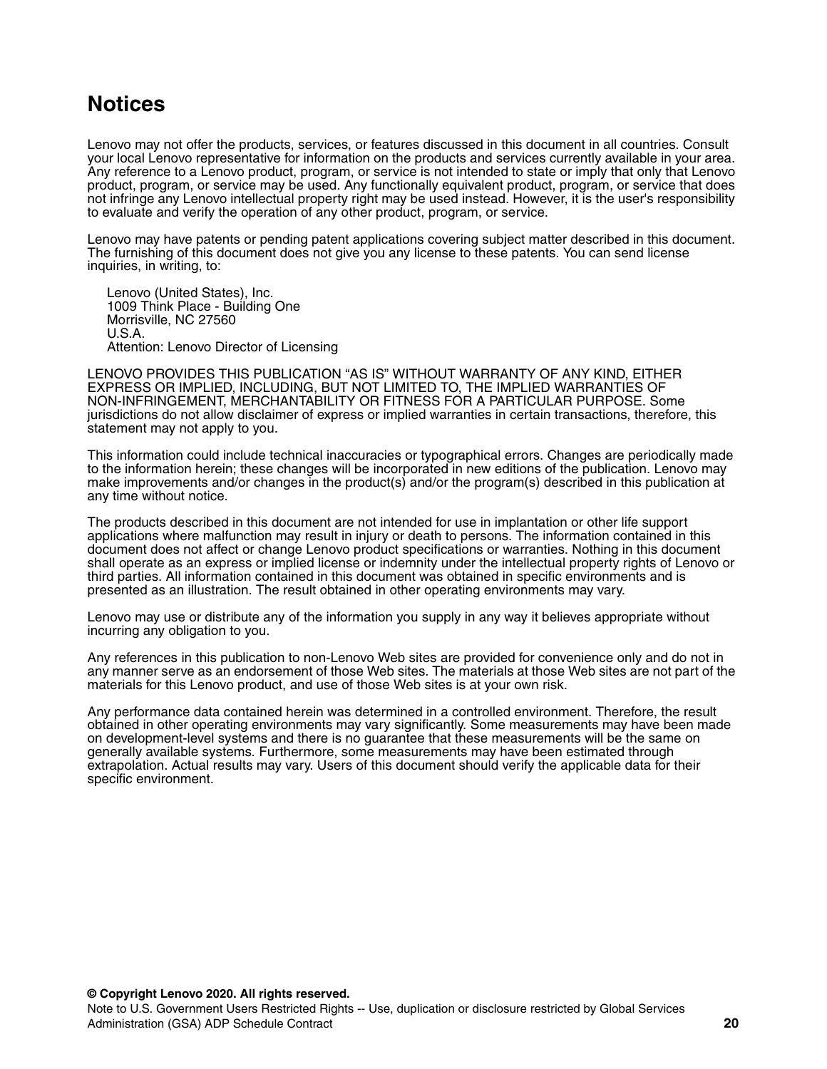# Notices

Lenovo may not offer the products, services, or features discussed in this document in all countries. Consult your local Lenovo representative for information on the products and services currently available in your area. Any reference to a Lenovo product, program, or service is not intended to state or imply that only that Lenovo product, program, or service may be used. Any functionally equivalent product, program, or service that does not infringe any Lenovo intellectual property right may be used instead. However, it is the user's responsibility to evaluate and verify the operation of any other product, program, or service.

Lenovo may have patents or pending patent applications covering subject matter described in this document. The furnishing of this document does not give you any license to these patents. You can send license inquiries, in writing, to:

Lenovo (United States), Inc.
1009 Think Place - Building One
Morrisville, NC 27560
U.S.A.
Attention: Lenovo Director of Licensing

LENOVO PROVIDES THIS PUBLICATION “AS IS” WITHOUT WARRANTY OF ANY KIND, EITHER EXPRESS OR IMPLIED, INCLUDING, BUT NOT LIMITED TO, THE IMPLIED WARRANTIES OF NON-INFRINGEMENT, MERCHANTABILITY OR FITNESS FOR A PARTICULAR PURPOSE. Some jurisdictions do not allow disclaimer of express or implied warranties in certain transactions, therefore, this statement may not apply to you.

This information could include technical inaccuracies or typographical errors. Changes are periodically made to the information herein; these changes will be incorporated in new editions of the publication. Lenovo may make improvements and/or changes in the product(s) and/or the program(s) described in this publication at any time without notice.

The products described in this document are not intended for use in implantation or other life support applications where malfunction may result in injury or death to persons. The information contained in this document does not affect or change Lenovo product specifications or warranties. Nothing in this document shall operate as an express or implied license or indemnity under the intellectual property rights of Lenovo or third parties. All information contained in this document was obtained in specific environments and is presented as an illustration. The result obtained in other operating environments may vary.

Lenovo may use or distribute any of the information you supply in any way it believes appropriate without incurring any obligation to you.

Any references in this publication to non-Lenovo Web sites are provided for convenience only and do not in any manner serve as an endorsement of those Web sites. The materials at those Web sites are not part of the materials for this Lenovo product, and use of those Web sites is at your own risk.

Any performance data contained herein was determined in a controlled environment. Therefore, the result obtained in other operating environments may vary significantly. Some measurements may have been made on development-level systems and there is no guarantee that these measurements will be the same on generally available systems. Furthermore, some measurements may have been estimated through extrapolation. Actual results may vary. Users of this document should verify the applicable data for their specific environment.

**© Copyright Lenovo 2020. All rights reserved.**
Note to U.S. Government Users Restricted Rights -- Use, duplication or disclosure restricted by Global Services Administration (GSA) ADP Schedule Contract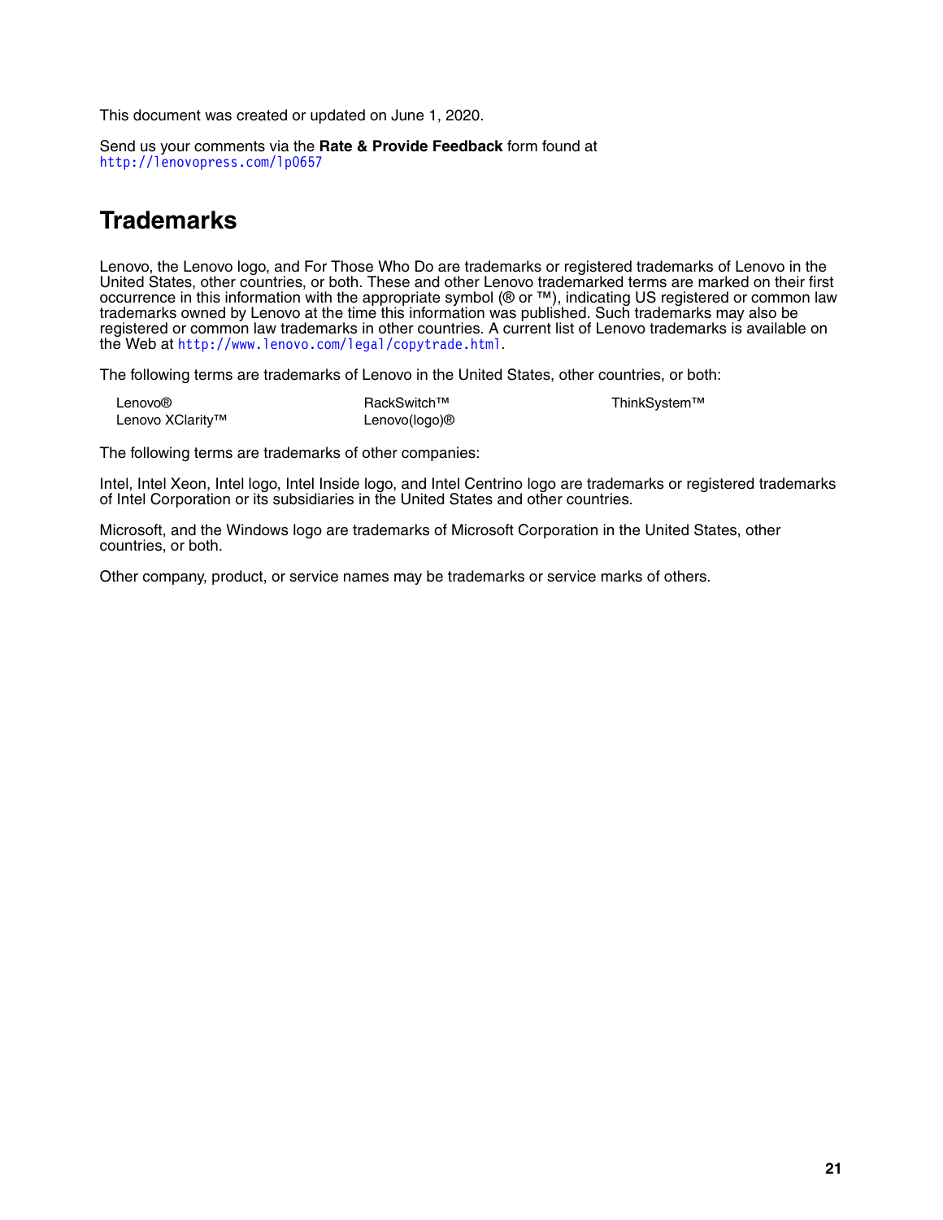This document was created or updated on June 1, 2020.

Send us your comments via the **Rate & Provide Feedback** form found at
http://lenovopress.com/lp0657

## Trademarks

Lenovo, the Lenovo logo, and For Those Who Do are trademarks or registered trademarks of Lenovo in the United States, other countries, or both. These and other Lenovo trademarked terms are marked on their first occurrence in this information with the appropriate symbol (® or ™), indicating US registered or common law trademarks owned by Lenovo at the time this information was published. Such trademarks may also be registered or common law trademarks in other countries. A current list of Lenovo trademarks is available on the Web at http://www.lenovo.com/legal/copytrade.html.

The following terms are trademarks of Lenovo in the United States, other countries, or both:

Lenovo®
Lenovo XClarity™
RackSwitch™
Lenovo(logo)®
ThinkSystem™

The following terms are trademarks of other companies:

Intel, Intel Xeon, Intel logo, Intel Inside logo, and Intel Centrino logo are trademarks or registered trademarks of Intel Corporation or its subsidiaries in the United States and other countries.

Microsoft, and the Windows logo are trademarks of Microsoft Corporation in the United States, other countries, or both.

Other company, product, or service names may be trademarks or service marks of others.